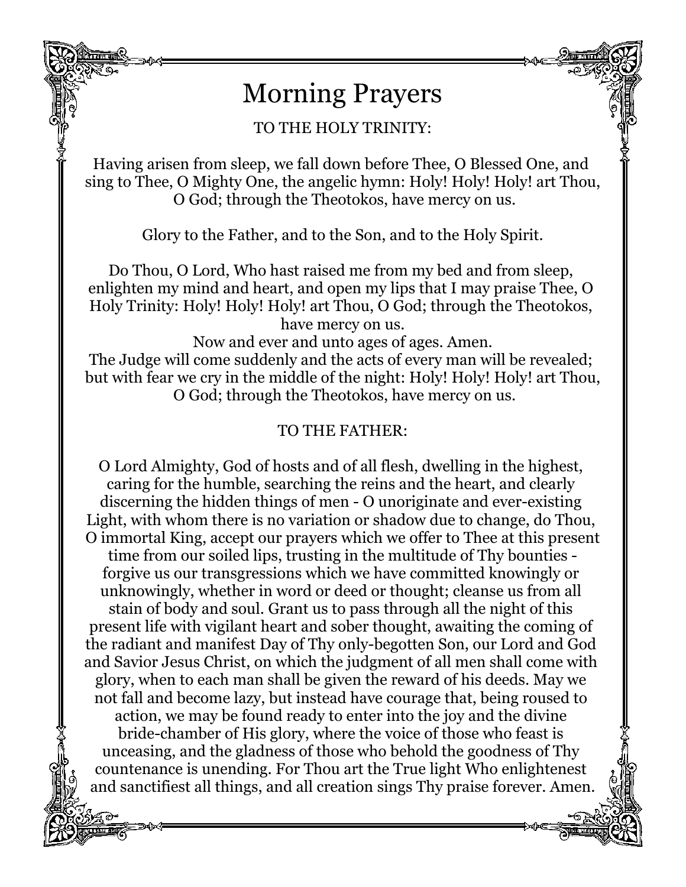# Morning Prayers

## TO THE HOLY TRINITY:

Having arisen from sleep, we fall down before Thee, O Blessed One, and sing to Thee, O Mighty One, the angelic hymn: Holy! Holy! Holy! art Thou, O God; through the Theotokos, have mercy on us.

Glory to the Father, and to the Son, and to the Holy Spirit.

Do Thou, O Lord, Who hast raised me from my bed and from sleep, enlighten my mind and heart, and open my lips that I may praise Thee, O Holy Trinity: Holy! Holy! Holy! art Thou, O God; through the Theotokos, have mercy on us.
Now and ever and unto ages of ages. Amen.
The Judge will come suddenly and the acts of every man will be revealed; but with fear we cry in the middle of the night: Holy! Holy! Holy! art Thou, O God; through the Theotokos, have mercy on us.

## TO THE FATHER:

O Lord Almighty, God of hosts and of all flesh, dwelling in the highest, caring for the humble, searching the reins and the heart, and clearly discerning the hidden things of men - O unoriginate and ever-existing Light, with whom there is no variation or shadow due to change, do Thou, O immortal King, accept our prayers which we offer to Thee at this present time from our soiled lips, trusting in the multitude of Thy bounties - forgive us our transgressions which we have committed knowingly or unknowingly, whether in word or deed or thought; cleanse us from all stain of body and soul. Grant us to pass through all the night of this present life with vigilant heart and sober thought, awaiting the coming of the radiant and manifest Day of Thy only-begotten Son, our Lord and God and Savior Jesus Christ, on which the judgment of all men shall come with glory, when to each man shall be given the reward of his deeds. May we not fall and become lazy, but instead have courage that, being roused to action, we may be found ready to enter into the joy and the divine bride-chamber of His glory, where the voice of those who feast is unceasing, and the gladness of those who behold the goodness of Thy countenance is unending. For Thou art the True light Who enlightenest and sanctifiest all things, and all creation sings Thy praise forever. Amen.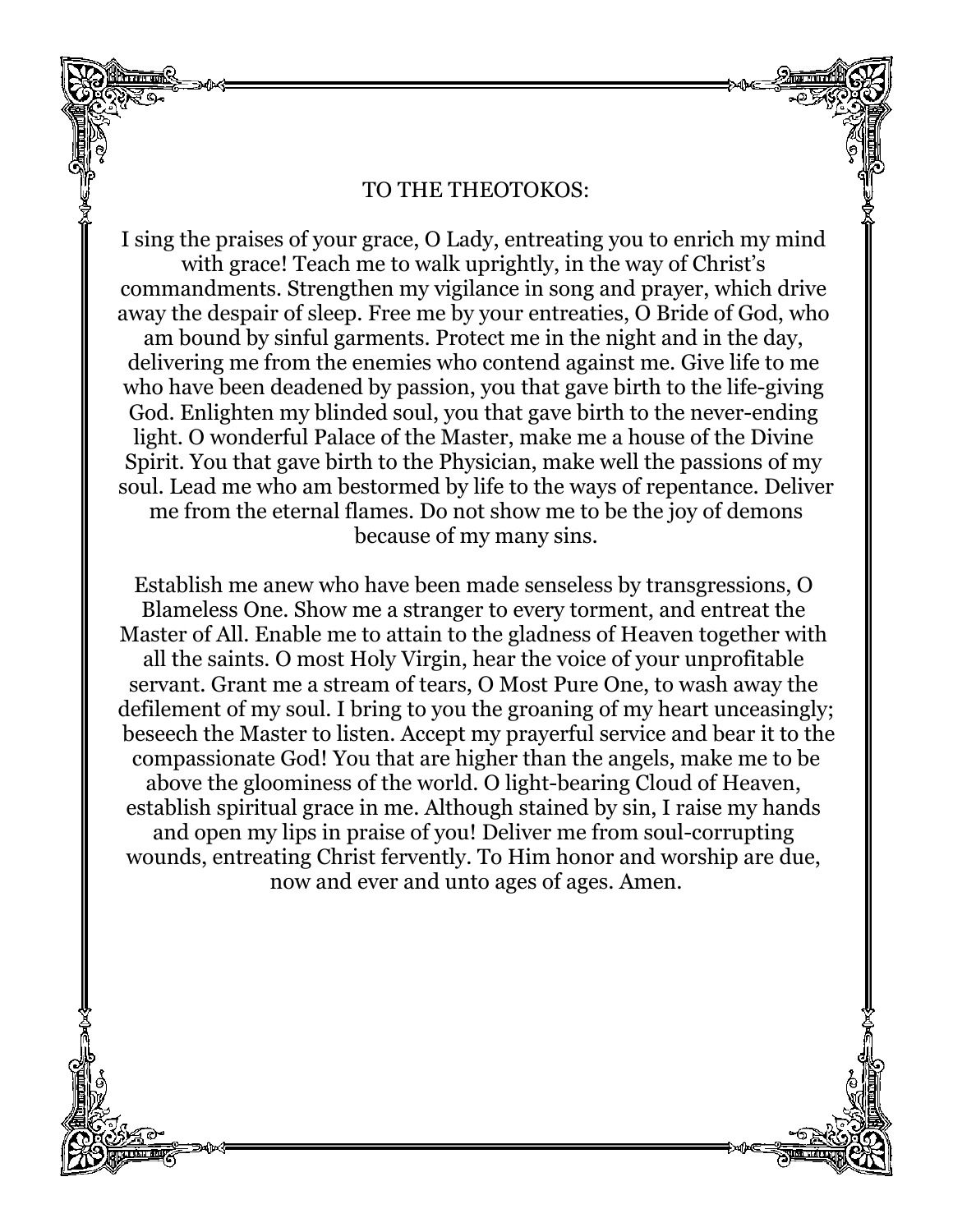## TO THE THEOTOKOS:

I sing the praises of your grace, O Lady, entreating you to enrich my mind with grace! Teach me to walk uprightly, in the way of Christ's commandments. Strengthen my vigilance in song and prayer, which drive away the despair of sleep. Free me by your entreaties, O Bride of God, who am bound by sinful garments. Protect me in the night and in the day, delivering me from the enemies who contend against me. Give life to me who have been deadened by passion, you that gave birth to the life-giving God. Enlighten my blinded soul, you that gave birth to the never-ending light. O wonderful Palace of the Master, make me a house of the Divine Spirit. You that gave birth to the Physician, make well the passions of my soul. Lead me who am bestormed by life to the ways of repentance. Deliver me from the eternal flames. Do not show me to be the joy of demons because of my many sins.

Establish me anew who have been made senseless by transgressions, O Blameless One. Show me a stranger to every torment, and entreat the Master of All. Enable me to attain to the gladness of Heaven together with all the saints. O most Holy Virgin, hear the voice of your unprofitable servant. Grant me a stream of tears, O Most Pure One, to wash away the defilement of my soul. I bring to you the groaning of my heart unceasingly; beseech the Master to listen. Accept my prayerful service and bear it to the compassionate God! You that are higher than the angels, make me to be above the gloominess of the world. O light-bearing Cloud of Heaven, establish spiritual grace in me. Although stained by sin, I raise my hands and open my lips in praise of you! Deliver me from soul-corrupting wounds, entreating Christ fervently. To Him honor and worship are due, now and ever and unto ages of ages. Amen.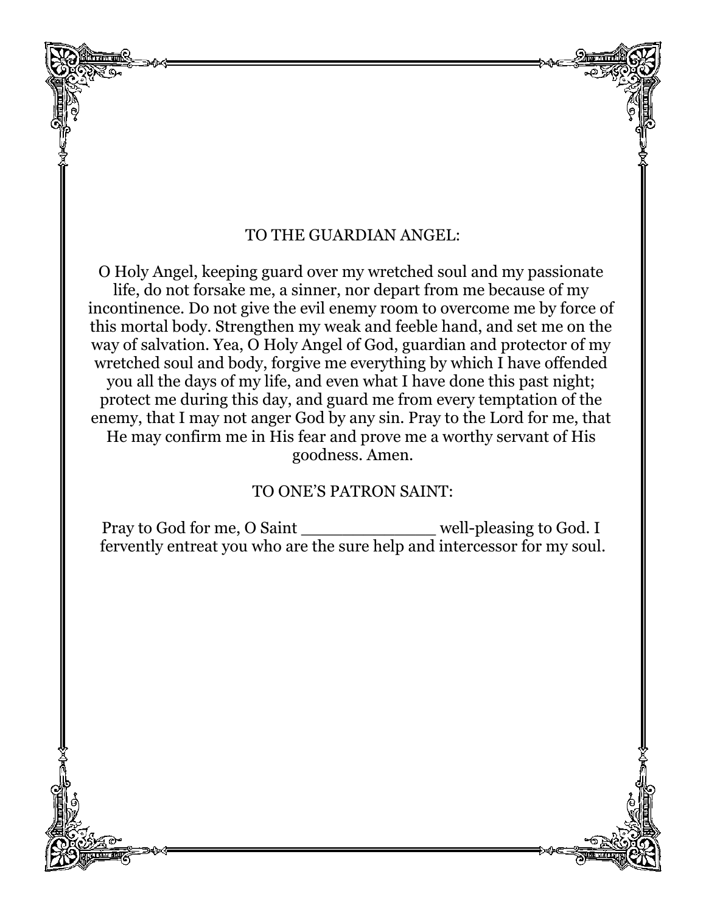## TO THE GUARDIAN ANGEL:

O Holy Angel, keeping guard over my wretched soul and my passionate life, do not forsake me, a sinner, nor depart from me because of my incontinence. Do not give the evil enemy room to overcome me by force of this mortal body. Strengthen my weak and feeble hand, and set me on the way of salvation. Yea, O Holy Angel of God, guardian and protector of my wretched soul and body, forgive me everything by which I have offended you all the days of my life, and even what I have done this past night; protect me during this day, and guard me from every temptation of the enemy, that I may not anger God by any sin. Pray to the Lord for me, that He may confirm me in His fear and prove me a worthy servant of His goodness. Amen.

## TO ONE'S PATRON SAINT:

Pray to God for me, O Saint _____________ well-pleasing to God. I fervently entreat you who are the sure help and intercessor for my soul.